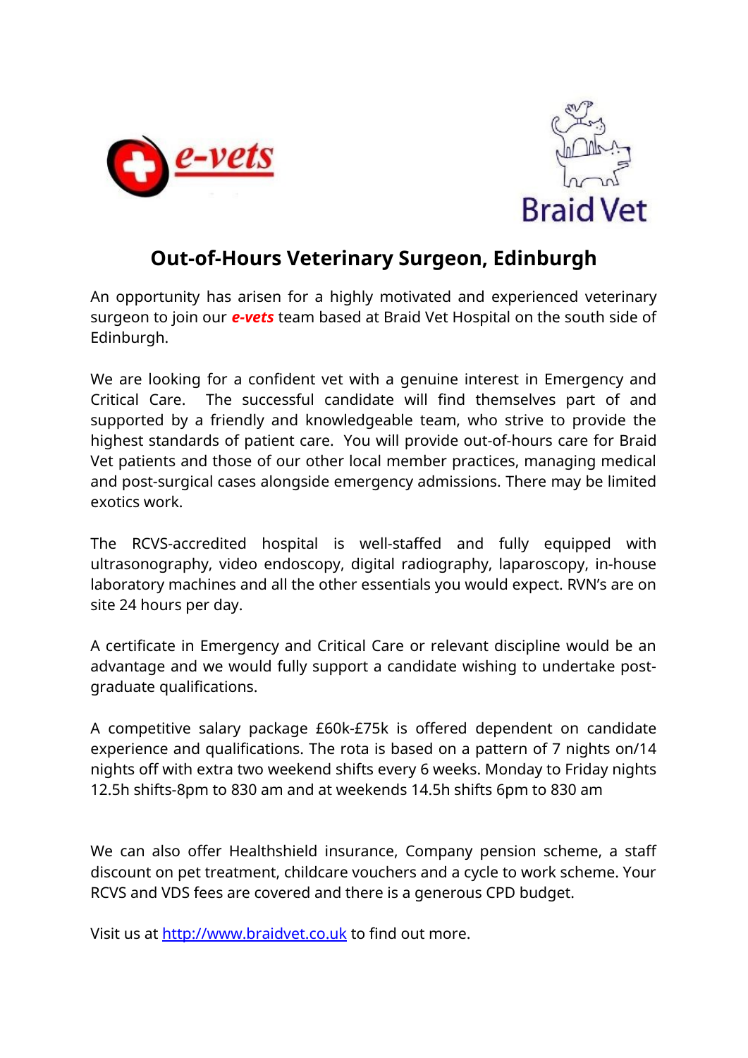e-vets

Braid Vet

# Out-of-Hours Veterinary Surgeon, Edinburgh

An opportunity has arisen for a highly motivated and experienced veterinary surgeon to join our ***e-vets*** team based at Braid Vet Hospital on the south side of Edinburgh.

We are looking for a confident vet with a genuine interest in Emergency and Critical Care. The successful candidate will find themselves part of and supported by a friendly and knowledgeable team, who strive to provide the highest standards of patient care. You will provide out-of-hours care for Braid Vet patients and those of our other local member practices, managing medical and post-surgical cases alongside emergency admissions. There may be limited exotics work.

The RCVS-accredited hospital is well-staffed and fully equipped with ultrasonography, video endoscopy, digital radiography, laparoscopy, in-house laboratory machines and all the other essentials you would expect. RVN's are on site 24 hours per day.

A certificate in Emergency and Critical Care or relevant discipline would be an advantage and we would fully support a candidate wishing to undertake post-graduate qualifications.

A competitive salary package £60k-£75k is offered dependent on candidate experience and qualifications. The rota is based on a pattern of 7 nights on/14 nights off with extra two weekend shifts every 6 weeks. Monday to Friday nights 12.5h shifts-8pm to 830 am and at weekends 14.5h shifts 6pm to 830 am

We can also offer Healthshield insurance, Company pension scheme, a staff discount on pet treatment, childcare vouchers and a cycle to work scheme. Your RCVS and VDS fees are covered and there is a generous CPD budget.

Visit us at [http://www.braidvet.co.uk](http://www.braidvet.co.uk) to find out more.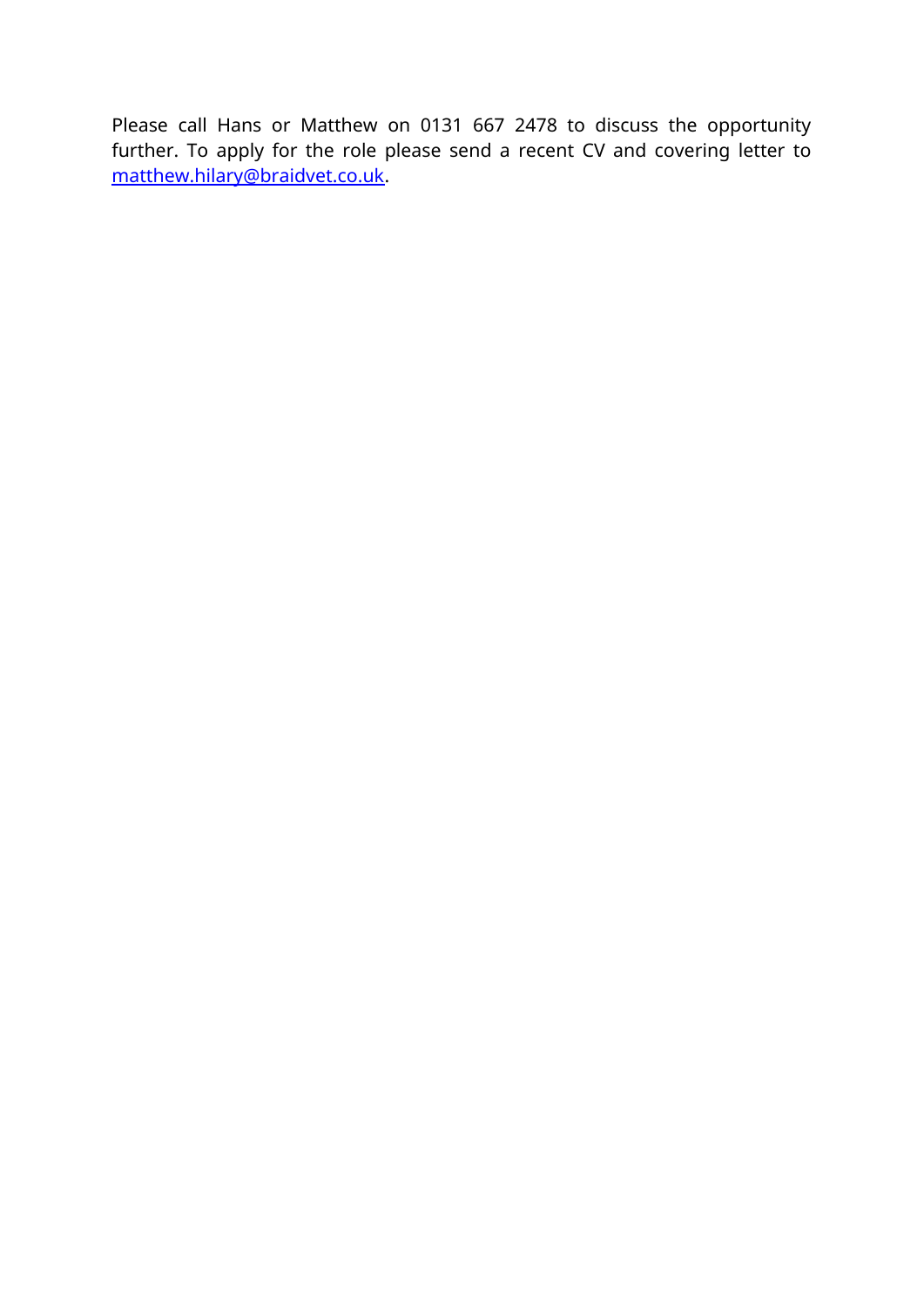Please call Hans or Matthew on 0131 667 2478 to discuss the opportunity further. To apply for the role please send a recent CV and covering letter to [matthew.hilary@braidvet.co.uk](mailto:matthew.hilary@braidvet.co.uk).